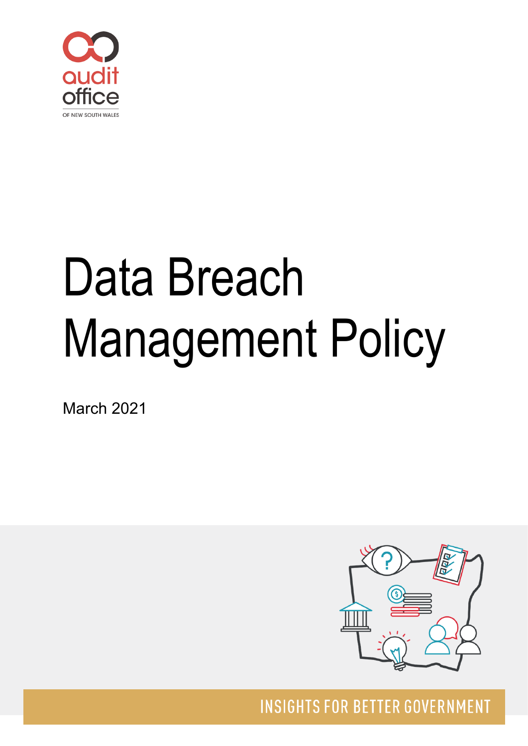audit office

OF NEW SOUTH WALES

# Data Breach Management Policy

March 2021

INSIGHTS FOR BETTER GOVERNMENT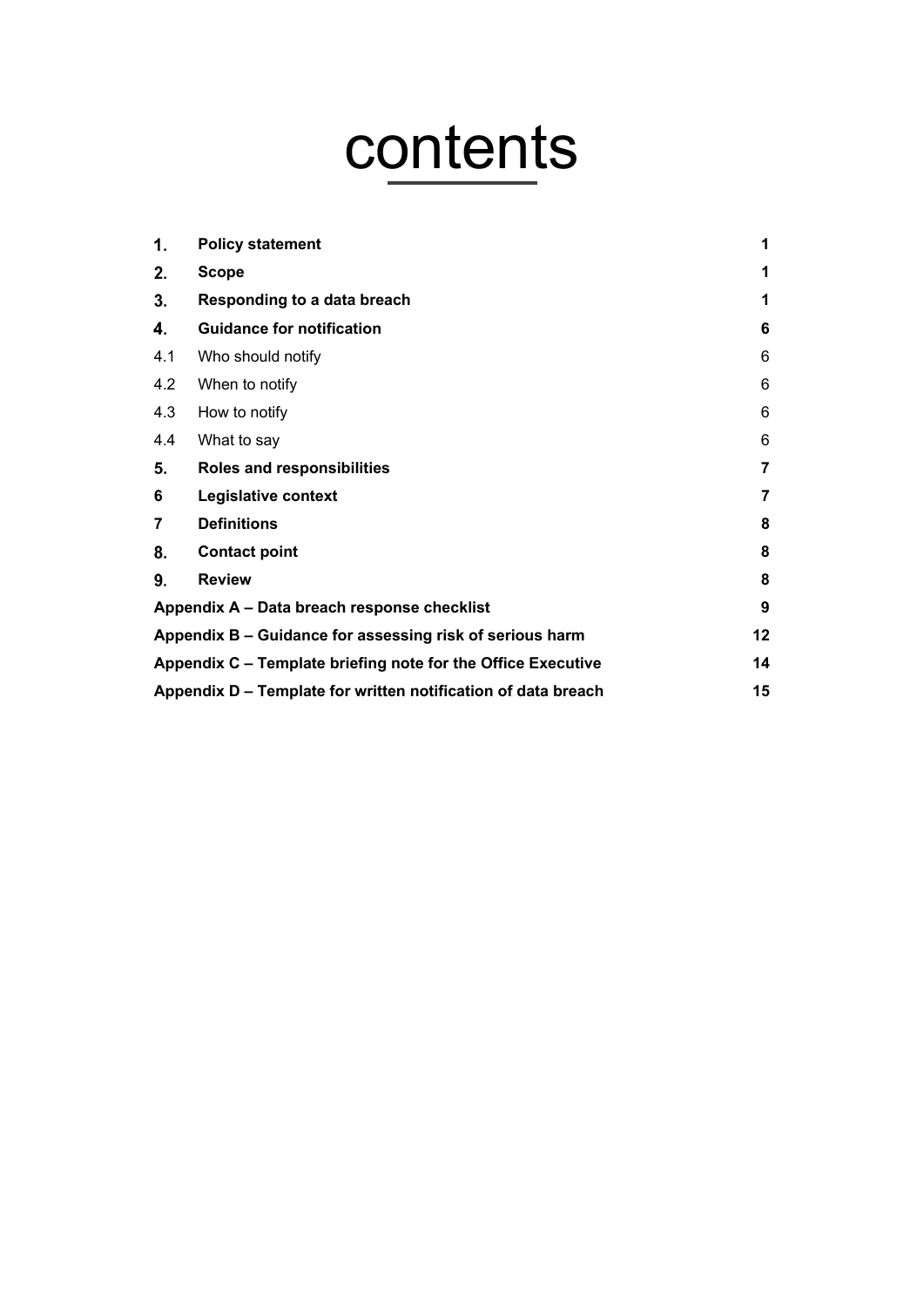# contents

| | | |
|---|---|---|
| **1.** | **Policy statement** | **1** |
| **2.** | **Scope** | **1** |
| **3.** | **Responding to a data breach** | **1** |
| **4.** | **Guidance for notification** | **6** |
| 4.1 | Who should notify | 6 |
| 4.2 | When to notify | 6 |
| 4.3 | How to notify | 6 |
| 4.4 | What to say | 6 |
| **5.** | **Roles and responsibilities** | **7** |
| **6** | **Legislative context** | **7** |
| **7** | **Definitions** | **8** |
| **8.** | **Contact point** | **8** |
| **9.** | **Review** | **8** |
| **Appendix A – Data breach response checklist** | | **9** |
| **Appendix B – Guidance for assessing risk of serious harm** | | **12** |
| **Appendix C – Template briefing note for the Office Executive** | | **14** |
| **Appendix D – Template for written notification of data breach** | | **15** |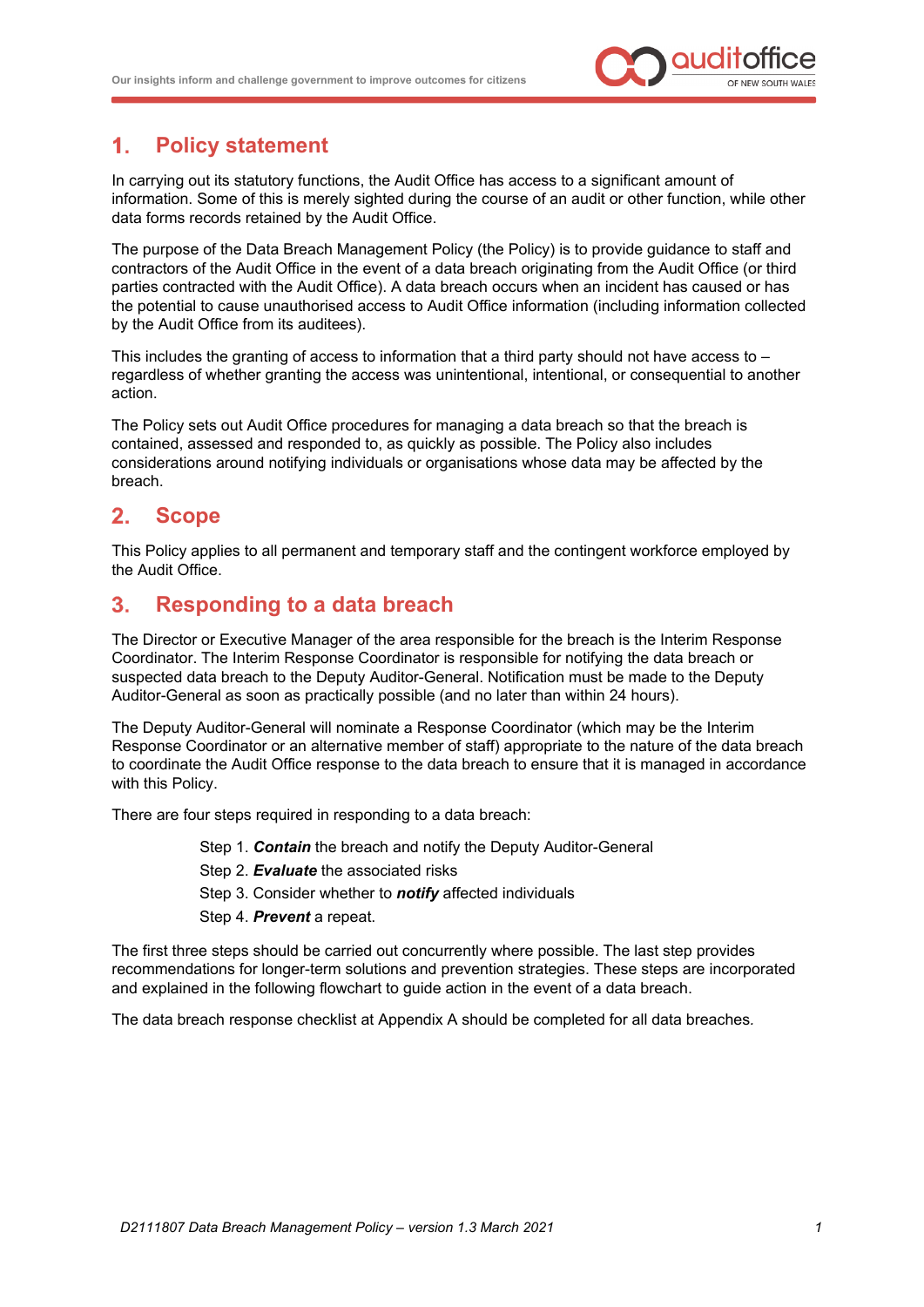## 1. Policy statement

In carrying out its statutory functions, the Audit Office has access to a significant amount of information. Some of this is merely sighted during the course of an audit or other function, while other data forms records retained by the Audit Office.

The purpose of the Data Breach Management Policy (the Policy) is to provide guidance to staff and contractors of the Audit Office in the event of a data breach originating from the Audit Office (or third parties contracted with the Audit Office). A data breach occurs when an incident has caused or has the potential to cause unauthorised access to Audit Office information (including information collected by the Audit Office from its auditees).

This includes the granting of access to information that a third party should not have access to – regardless of whether granting the access was unintentional, intentional, or consequential to another action.

The Policy sets out Audit Office procedures for managing a data breach so that the breach is contained, assessed and responded to, as quickly as possible. The Policy also includes considerations around notifying individuals or organisations whose data may be affected by the breach.

## 2. Scope

This Policy applies to all permanent and temporary staff and the contingent workforce employed by the Audit Office.

## 3. Responding to a data breach

The Director or Executive Manager of the area responsible for the breach is the Interim Response Coordinator. The Interim Response Coordinator is responsible for notifying the data breach or suspected data breach to the Deputy Auditor-General. Notification must be made to the Deputy Auditor-General as soon as practically possible (and no later than within 24 hours).

The Deputy Auditor-General will nominate a Response Coordinator (which may be the Interim Response Coordinator or an alternative member of staff) appropriate to the nature of the data breach to coordinate the Audit Office response to the data breach to ensure that it is managed in accordance with this Policy.

There are four steps required in responding to a data breach:

Step 1. ***Contain*** the breach and notify the Deputy Auditor-General
Step 2. ***Evaluate*** the associated risks
Step 3. Consider whether to ***notify*** affected individuals
Step 4. ***Prevent*** a repeat.

The first three steps should be carried out concurrently where possible. The last step provides recommendations for longer-term solutions and prevention strategies. These steps are incorporated and explained in the following flowchart to guide action in the event of a data breach.

The data breach response checklist at Appendix A should be completed for all data breaches.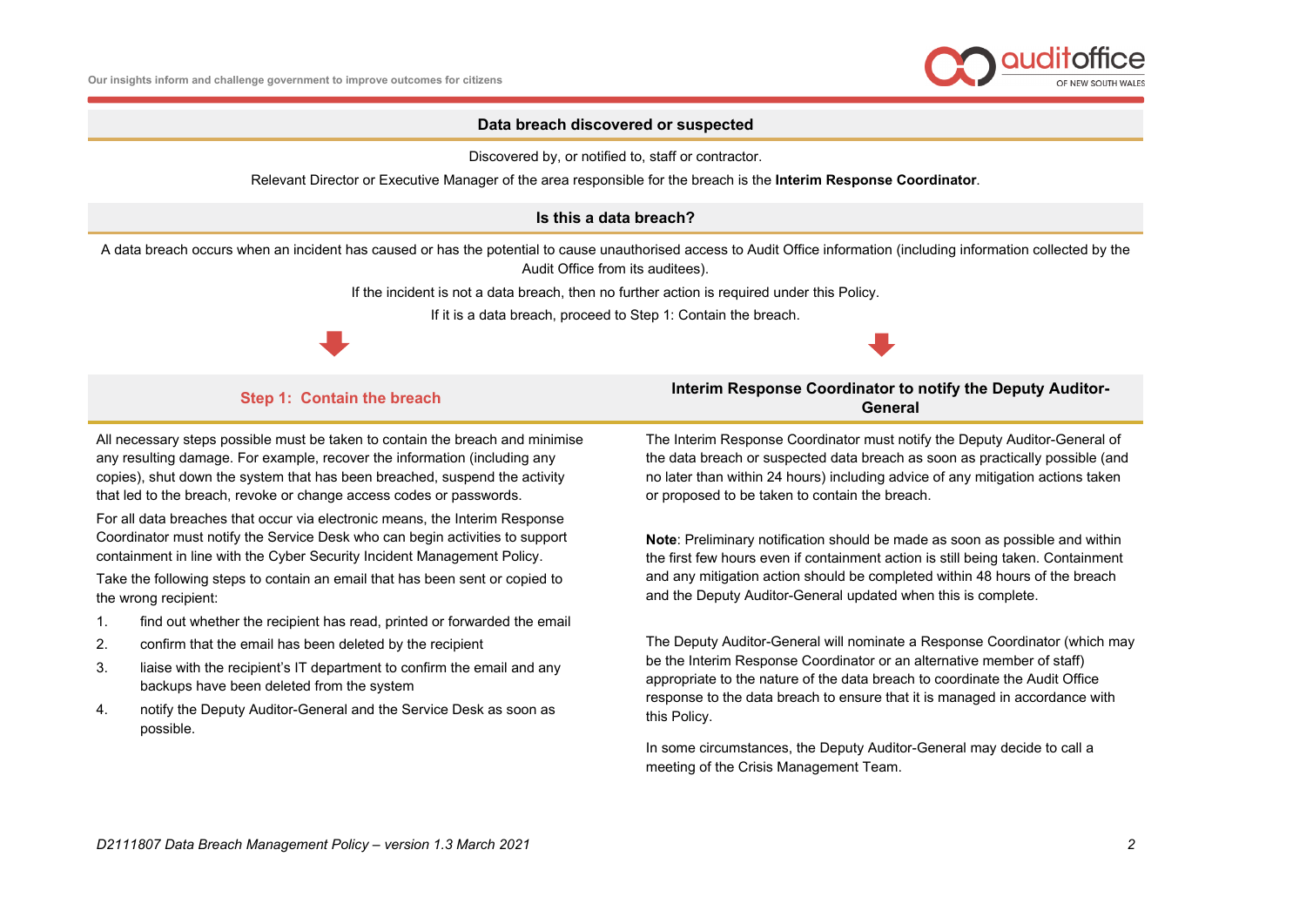## Data breach discovered or suspected

Discovered by, or notified to, staff or contractor.

Relevant Director or Executive Manager of the area responsible for the breach is the **Interim Response Coordinator**.

## Is this a data breach?

A data breach occurs when an incident has caused or has the potential to cause unauthorised access to Audit Office information (including information collected by the Audit Office from its auditees).

If the incident is not a data breach, then no further action is required under this Policy.

If it is a data breach, proceed to Step 1: Contain the breach.

### Step 1: Contain the breach

All necessary steps possible must be taken to contain the breach and minimise any resulting damage. For example, recover the information (including any copies), shut down the system that has been breached, suspend the activity that led to the breach, revoke or change access codes or passwords.

For all data breaches that occur via electronic means, the Interim Response Coordinator must notify the Service Desk who can begin activities to support containment in line with the Cyber Security Incident Management Policy.

Take the following steps to contain an email that has been sent or copied to the wrong recipient:

1. find out whether the recipient has read, printed or forwarded the email
2. confirm that the email has been deleted by the recipient
3. liaise with the recipient's IT department to confirm the email and any backups have been deleted from the system
4. notify the Deputy Auditor-General and the Service Desk as soon as possible.

### Interim Response Coordinator to notify the Deputy Auditor-General

The Interim Response Coordinator must notify the Deputy Auditor-General of the data breach or suspected data breach as soon as practically possible (and no later than within 24 hours) including advice of any mitigation actions taken or proposed to be taken to contain the breach.

**Note**: Preliminary notification should be made as soon as possible and within the first few hours even if containment action is still being taken. Containment and any mitigation action should be completed within 48 hours of the breach and the Deputy Auditor-General updated when this is complete.

The Deputy Auditor-General will nominate a Response Coordinator (which may be the Interim Response Coordinator or an alternative member of staff) appropriate to the nature of the data breach to coordinate the Audit Office response to the data breach to ensure that it is managed in accordance with this Policy.

In some circumstances, the Deputy Auditor-General may decide to call a meeting of the Crisis Management Team.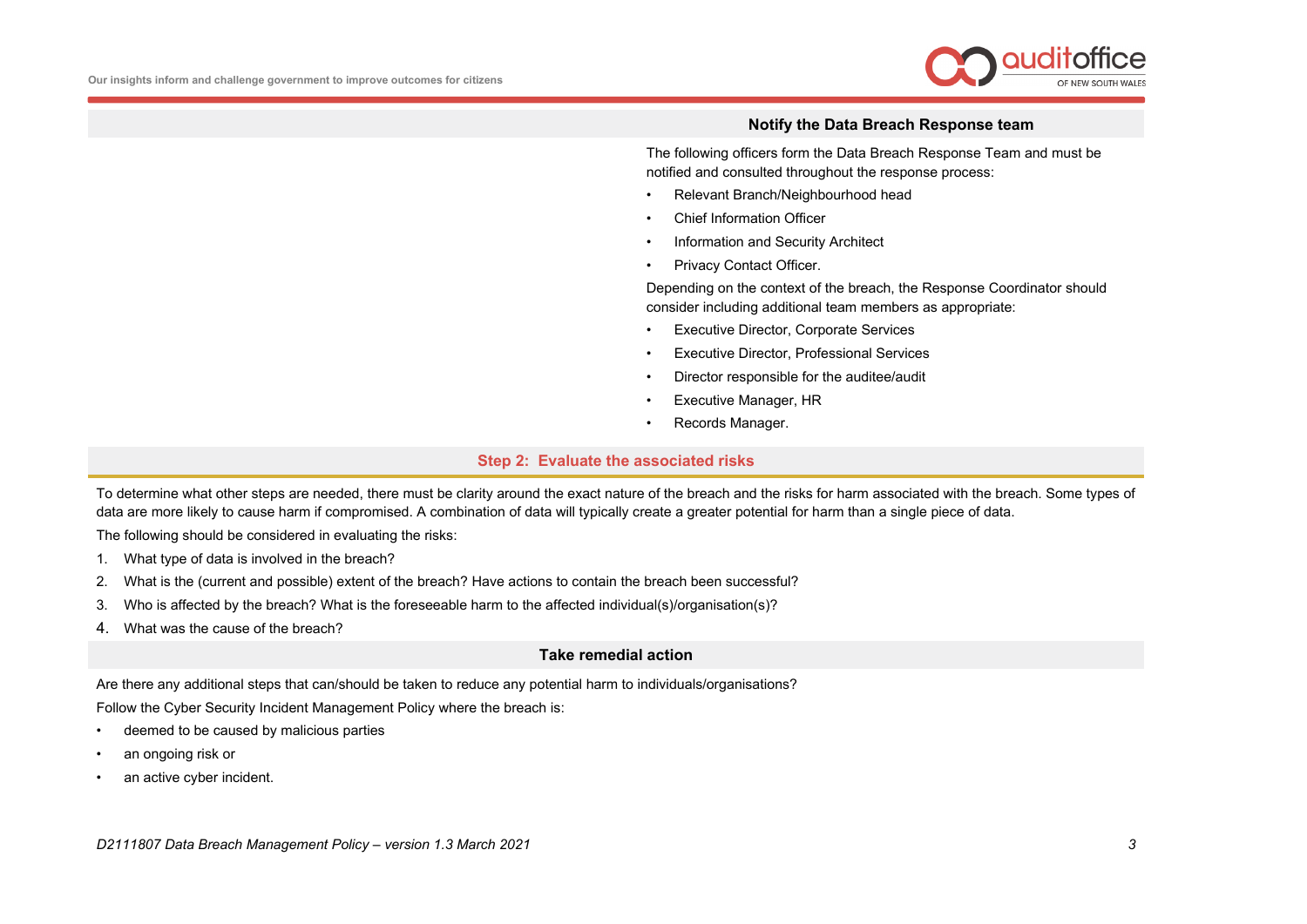### Notify the Data Breach Response team

The following officers form the Data Breach Response Team and must be notified and consulted throughout the response process:

- Relevant Branch/Neighbourhood head
- Chief Information Officer
- Information and Security Architect
- Privacy Contact Officer.

Depending on the context of the breach, the Response Coordinator should consider including additional team members as appropriate:

- Executive Director, Corporate Services
- Executive Director, Professional Services
- Director responsible for the auditee/audit
- Executive Manager, HR
- Records Manager.

## Step 2: Evaluate the associated risks

To determine what other steps are needed, there must be clarity around the exact nature of the breach and the risks for harm associated with the breach. Some types of data are more likely to cause harm if compromised. A combination of data will typically create a greater potential for harm than a single piece of data.

The following should be considered in evaluating the risks:

1. What type of data is involved in the breach?
2. What is the (current and possible) extent of the breach? Have actions to contain the breach been successful?
3. Who is affected by the breach? What is the foreseeable harm to the affected individual(s)/organisation(s)?
4. What was the cause of the breach?

### Take remedial action

Are there any additional steps that can/should be taken to reduce any potential harm to individuals/organisations?

Follow the Cyber Security Incident Management Policy where the breach is:

- deemed to be caused by malicious parties
- an ongoing risk or
- an active cyber incident.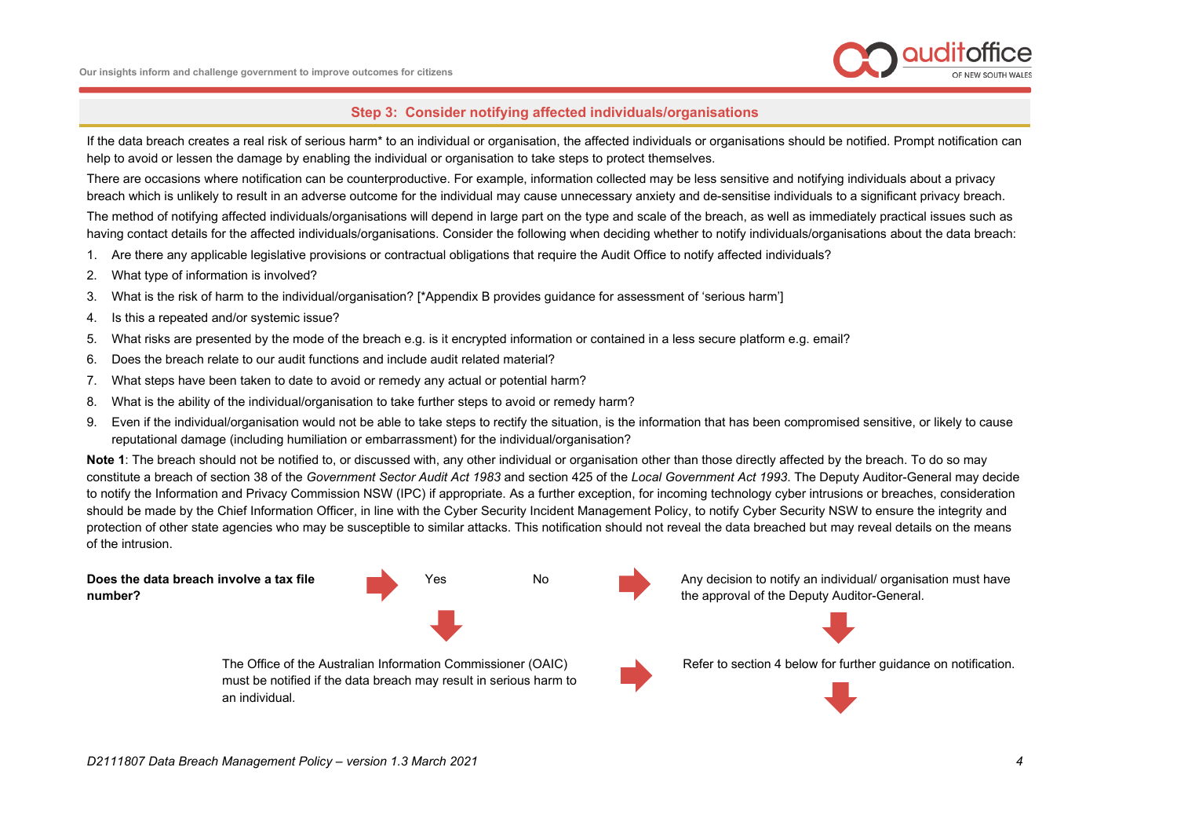## Step 3: Consider notifying affected individuals/organisations

If the data breach creates a real risk of serious harm* to an individual or organisation, the affected individuals or organisations should be notified. Prompt notification can help to avoid or lessen the damage by enabling the individual or organisation to take steps to protect themselves.

There are occasions where notification can be counterproductive. For example, information collected may be less sensitive and notifying individuals about a privacy breach which is unlikely to result in an adverse outcome for the individual may cause unnecessary anxiety and de-sensitise individuals to a significant privacy breach.

The method of notifying affected individuals/organisations will depend in large part on the type and scale of the breach, as well as immediately practical issues such as having contact details for the affected individuals/organisations. Consider the following when deciding whether to notify individuals/organisations about the data breach:

1. Are there any applicable legislative provisions or contractual obligations that require the Audit Office to notify affected individuals?
2. What type of information is involved?
3. What is the risk of harm to the individual/organisation? [*Appendix B provides guidance for assessment of 'serious harm']
4. Is this a repeated and/or systemic issue?
5. What risks are presented by the mode of the breach e.g. is it encrypted information or contained in a less secure platform e.g. email?
6. Does the breach relate to our audit functions and include audit related material?
7. What steps have been taken to date to avoid or remedy any actual or potential harm?
8. What is the ability of the individual/organisation to take further steps to avoid or remedy harm?
9. Even if the individual/organisation would not be able to take steps to rectify the situation, is the information that has been compromised sensitive, or likely to cause reputational damage (including humiliation or embarrassment) for the individual/organisation?

**Note 1**: The breach should not be notified to, or discussed with, any other individual or organisation other than those directly affected by the breach. To do so may constitute a breach of section 38 of the *Government Sector Audit Act 1983* and section 425 of the *Local Government Act 1993*. The Deputy Auditor-General may decide to notify the Information and Privacy Commission NSW (IPC) if appropriate. As a further exception, for incoming technology cyber intrusions or breaches, consideration should be made by the Chief Information Officer, in line with the Cyber Security Incident Management Policy, to notify Cyber Security NSW to ensure the integrity and protection of other state agencies who may be susceptible to similar attacks. This notification should not reveal the data breached but may reveal details on the means of the intrusion.

**Does the data breach involve a tax file number?** → Yes / No

Yes → The Office of the Australian Information Commissioner (OAIC) must be notified if the data breach may result in serious harm to an individual. → Refer to section 4 below for further guidance on notification.

No → Any decision to notify an individual/ organisation must have the approval of the Deputy Auditor-General. → Refer to section 4 below for further guidance on notification.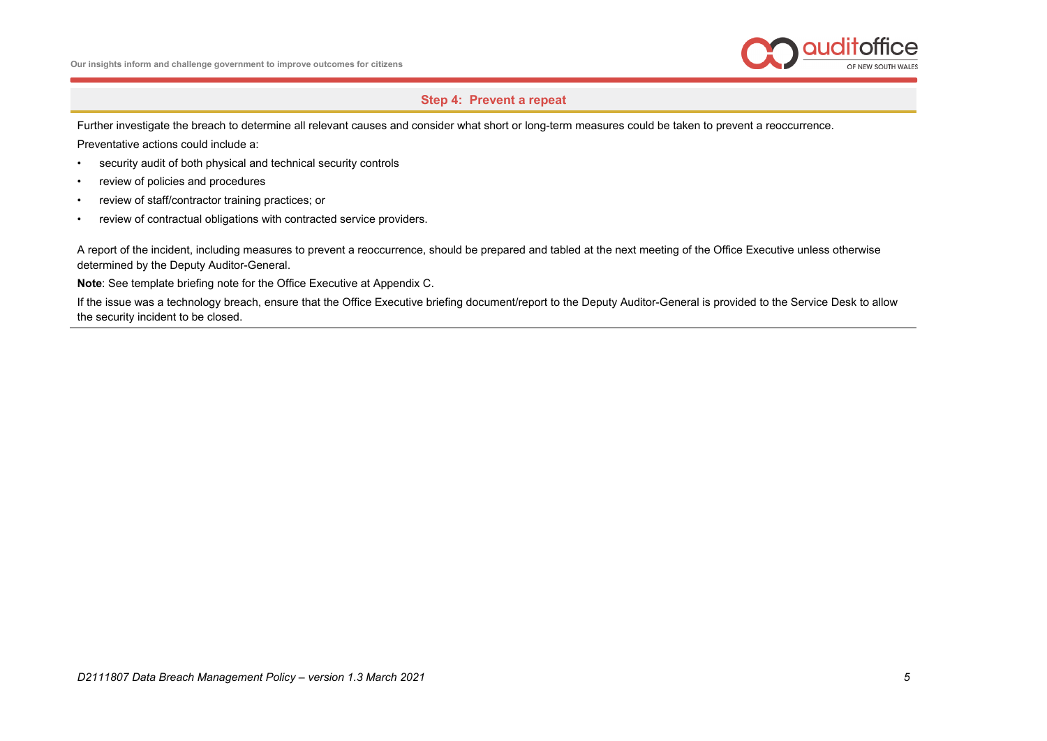## Step 4: Prevent a repeat

Further investigate the breach to determine all relevant causes and consider what short or long-term measures could be taken to prevent a reoccurrence.

Preventative actions could include a:

- security audit of both physical and technical security controls
- review of policies and procedures
- review of staff/contractor training practices; or
- review of contractual obligations with contracted service providers.

A report of the incident, including measures to prevent a reoccurrence, should be prepared and tabled at the next meeting of the Office Executive unless otherwise determined by the Deputy Auditor-General.

**Note**: See template briefing note for the Office Executive at Appendix C.

If the issue was a technology breach, ensure that the Office Executive briefing document/report to the Deputy Auditor-General is provided to the Service Desk to allow the security incident to be closed.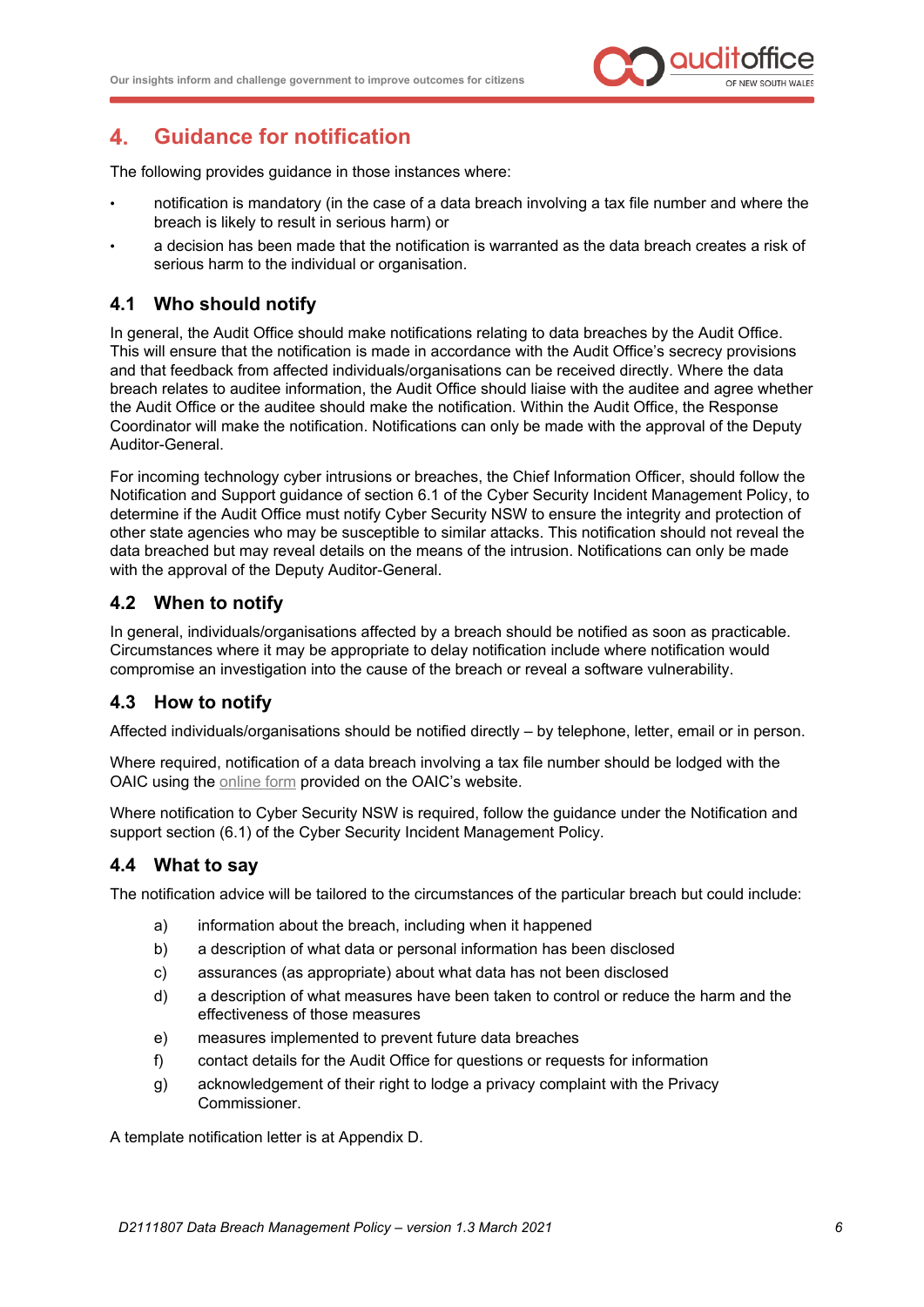## 4. Guidance for notification

The following provides guidance in those instances where:

- notification is mandatory (in the case of a data breach involving a tax file number and where the breach is likely to result in serious harm) or
- a decision has been made that the notification is warranted as the data breach creates a risk of serious harm to the individual or organisation.

### 4.1 Who should notify

In general, the Audit Office should make notifications relating to data breaches by the Audit Office. This will ensure that the notification is made in accordance with the Audit Office's secrecy provisions and that feedback from affected individuals/organisations can be received directly. Where the data breach relates to auditee information, the Audit Office should liaise with the auditee and agree whether the Audit Office or the auditee should make the notification. Within the Audit Office, the Response Coordinator will make the notification. Notifications can only be made with the approval of the Deputy Auditor-General.

For incoming technology cyber intrusions or breaches, the Chief Information Officer, should follow the Notification and Support guidance of section 6.1 of the Cyber Security Incident Management Policy, to determine if the Audit Office must notify Cyber Security NSW to ensure the integrity and protection of other state agencies who may be susceptible to similar attacks. This notification should not reveal the data breached but may reveal details on the means of the intrusion. Notifications can only be made with the approval of the Deputy Auditor-General.

### 4.2 When to notify

In general, individuals/organisations affected by a breach should be notified as soon as practicable. Circumstances where it may be appropriate to delay notification include where notification would compromise an investigation into the cause of the breach or reveal a software vulnerability.

### 4.3 How to notify

Affected individuals/organisations should be notified directly – by telephone, letter, email or in person.

Where required, notification of a data breach involving a tax file number should be lodged with the OAIC using the online form provided on the OAIC's website.

Where notification to Cyber Security NSW is required, follow the guidance under the Notification and support section (6.1) of the Cyber Security Incident Management Policy.

### 4.4 What to say

The notification advice will be tailored to the circumstances of the particular breach but could include:

a) information about the breach, including when it happened

b) a description of what data or personal information has been disclosed

c) assurances (as appropriate) about what data has not been disclosed

d) a description of what measures have been taken to control or reduce the harm and the effectiveness of those measures

e) measures implemented to prevent future data breaches

f) contact details for the Audit Office for questions or requests for information

g) acknowledgement of their right to lodge a privacy complaint with the Privacy Commissioner.

A template notification letter is at Appendix D.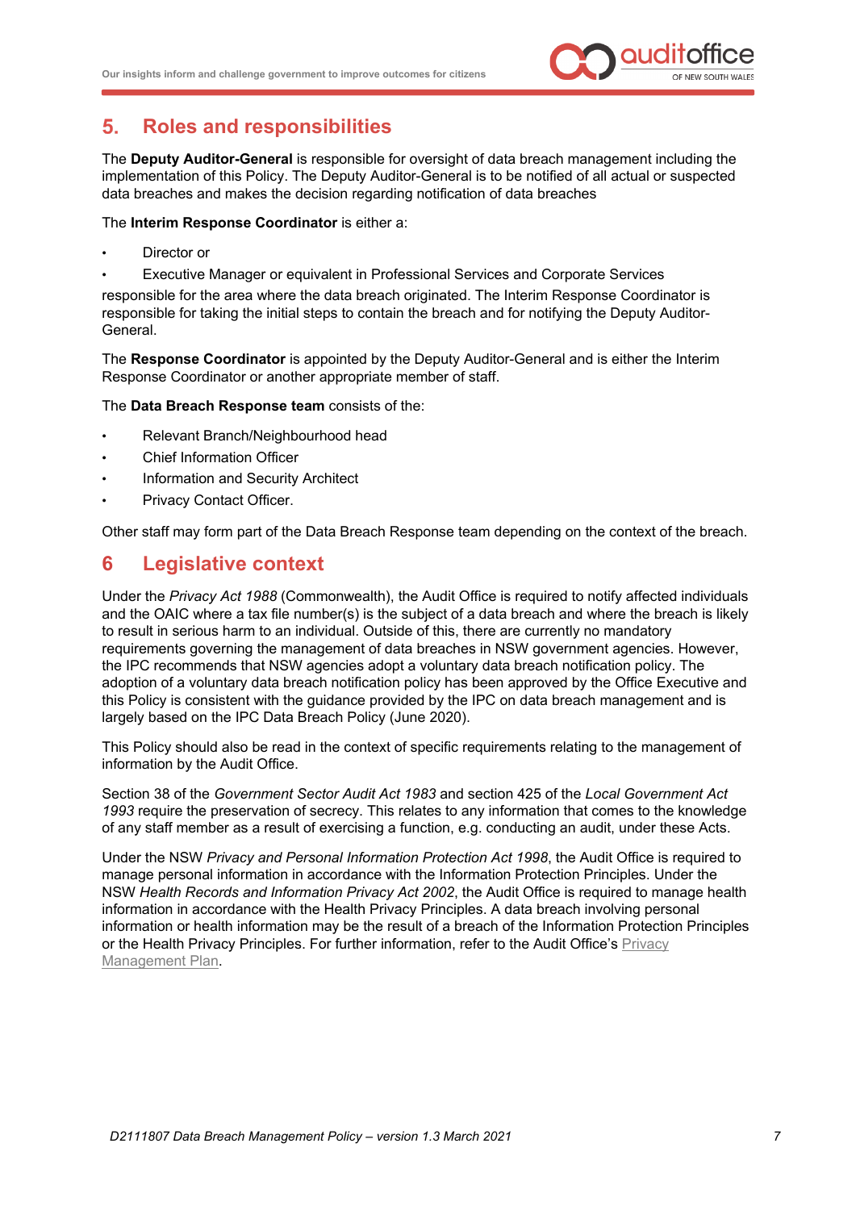## 5. Roles and responsibilities

The **Deputy Auditor-General** is responsible for oversight of data breach management including the implementation of this Policy. The Deputy Auditor-General is to be notified of all actual or suspected data breaches and makes the decision regarding notification of data breaches

The **Interim Response Coordinator** is either a:

- Director or
- Executive Manager or equivalent in Professional Services and Corporate Services

responsible for the area where the data breach originated. The Interim Response Coordinator is responsible for taking the initial steps to contain the breach and for notifying the Deputy Auditor-General.

The **Response Coordinator** is appointed by the Deputy Auditor-General and is either the Interim Response Coordinator or another appropriate member of staff.

The **Data Breach Response team** consists of the:

- Relevant Branch/Neighbourhood head
- Chief Information Officer
- Information and Security Architect
- Privacy Contact Officer.

Other staff may form part of the Data Breach Response team depending on the context of the breach.

## 6 Legislative context

Under the *Privacy Act 1988* (Commonwealth), the Audit Office is required to notify affected individuals and the OAIC where a tax file number(s) is the subject of a data breach and where the breach is likely to result in serious harm to an individual. Outside of this, there are currently no mandatory requirements governing the management of data breaches in NSW government agencies. However, the IPC recommends that NSW agencies adopt a voluntary data breach notification policy. The adoption of a voluntary data breach notification policy has been approved by the Office Executive and this Policy is consistent with the guidance provided by the IPC on data breach management and is largely based on the IPC Data Breach Policy (June 2020).

This Policy should also be read in the context of specific requirements relating to the management of information by the Audit Office.

Section 38 of the *Government Sector Audit Act 1983* and section 425 of the *Local Government Act 1993* require the preservation of secrecy. This relates to any information that comes to the knowledge of any staff member as a result of exercising a function, e.g. conducting an audit, under these Acts.

Under the NSW *Privacy and Personal Information Protection Act 1998*, the Audit Office is required to manage personal information in accordance with the Information Protection Principles. Under the NSW *Health Records and Information Privacy Act 2002*, the Audit Office is required to manage health information in accordance with the Health Privacy Principles. A data breach involving personal information or health information may be the result of a breach of the Information Protection Principles or the Health Privacy Principles. For further information, refer to the Audit Office's Privacy Management Plan.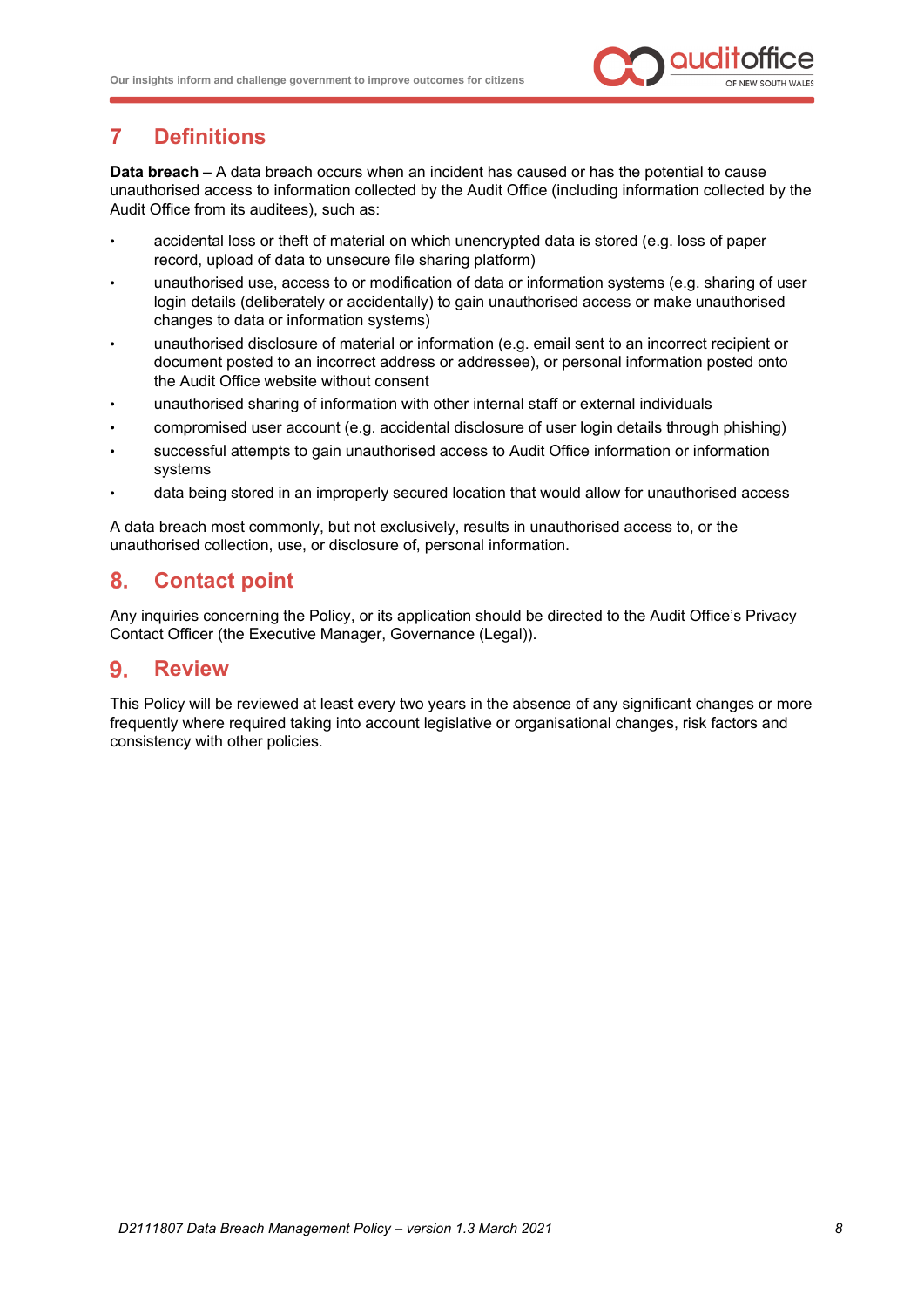## 7 Definitions

**Data breach** – A data breach occurs when an incident has caused or has the potential to cause unauthorised access to information collected by the Audit Office (including information collected by the Audit Office from its auditees), such as:

- accidental loss or theft of material on which unencrypted data is stored (e.g. loss of paper record, upload of data to unsecure file sharing platform)
- unauthorised use, access to or modification of data or information systems (e.g. sharing of user login details (deliberately or accidentally) to gain unauthorised access or make unauthorised changes to data or information systems)
- unauthorised disclosure of material or information (e.g. email sent to an incorrect recipient or document posted to an incorrect address or addressee), or personal information posted onto the Audit Office website without consent
- unauthorised sharing of information with other internal staff or external individuals
- compromised user account (e.g. accidental disclosure of user login details through phishing)
- successful attempts to gain unauthorised access to Audit Office information or information systems
- data being stored in an improperly secured location that would allow for unauthorised access

A data breach most commonly, but not exclusively, results in unauthorised access to, or the unauthorised collection, use, or disclosure of, personal information.

## 8. Contact point

Any inquiries concerning the Policy, or its application should be directed to the Audit Office's Privacy Contact Officer (the Executive Manager, Governance (Legal)).

## 9. Review

This Policy will be reviewed at least every two years in the absence of any significant changes or more frequently where required taking into account legislative or organisational changes, risk factors and consistency with other policies.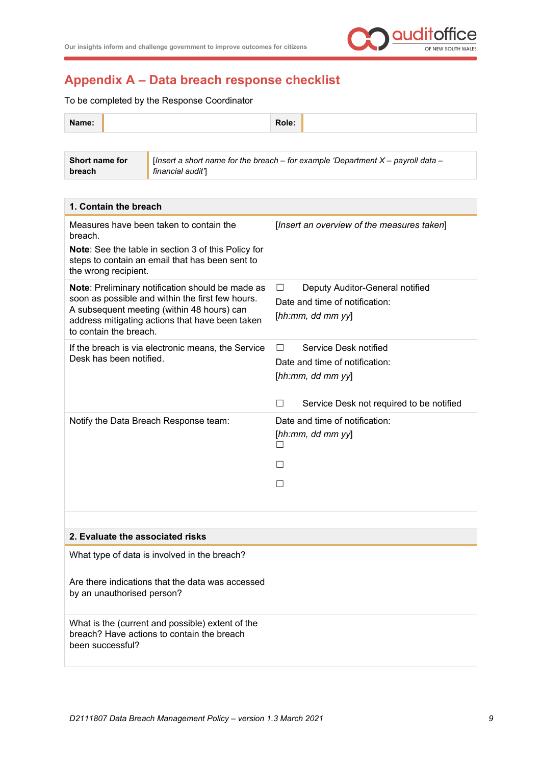## Appendix A – Data breach response checklist

To be completed by the Response Coordinator

| **Name:** | | **Role:** | |
|---|---|---|---|

| **Short name for breach** | [*Insert a short name for the breach – for example 'Department X – payroll data – financial audit'*] |
|---|---|

| **1. Contain the breach** | |
|---|---|
| Measures have been taken to contain the breach.<br>**Note**: See the table in section 3 of this Policy for steps to contain an email that has been sent to the wrong recipient. | [*Insert an overview of the measures taken*] |
| **Note**: Preliminary notification should be made as soon as possible and within the first few hours. A subsequent meeting (within 48 hours) can address mitigating actions that have been taken to contain the breach. | ☐ Deputy Auditor-General notified<br>Date and time of notification:<br>[*hh:mm, dd mm yy*] |
| If the breach is via electronic means, the Service Desk has been notified. | ☐ Service Desk notified<br>Date and time of notification:<br>[*hh:mm, dd mm yy*]<br><br>☐ Service Desk not required to be notified |
| Notify the Data Breach Response team: | Date and time of notification:<br>[*hh:mm, dd mm yy*]<br>☐<br>☐<br>☐ |
| | |
| **2. Evaluate the associated risks** | |
| What type of data is involved in the breach?<br><br>Are there indications that the data was accessed by an unauthorised person? | |
| What is the (current and possible) extent of the breach? Have actions to contain the breach been successful? | |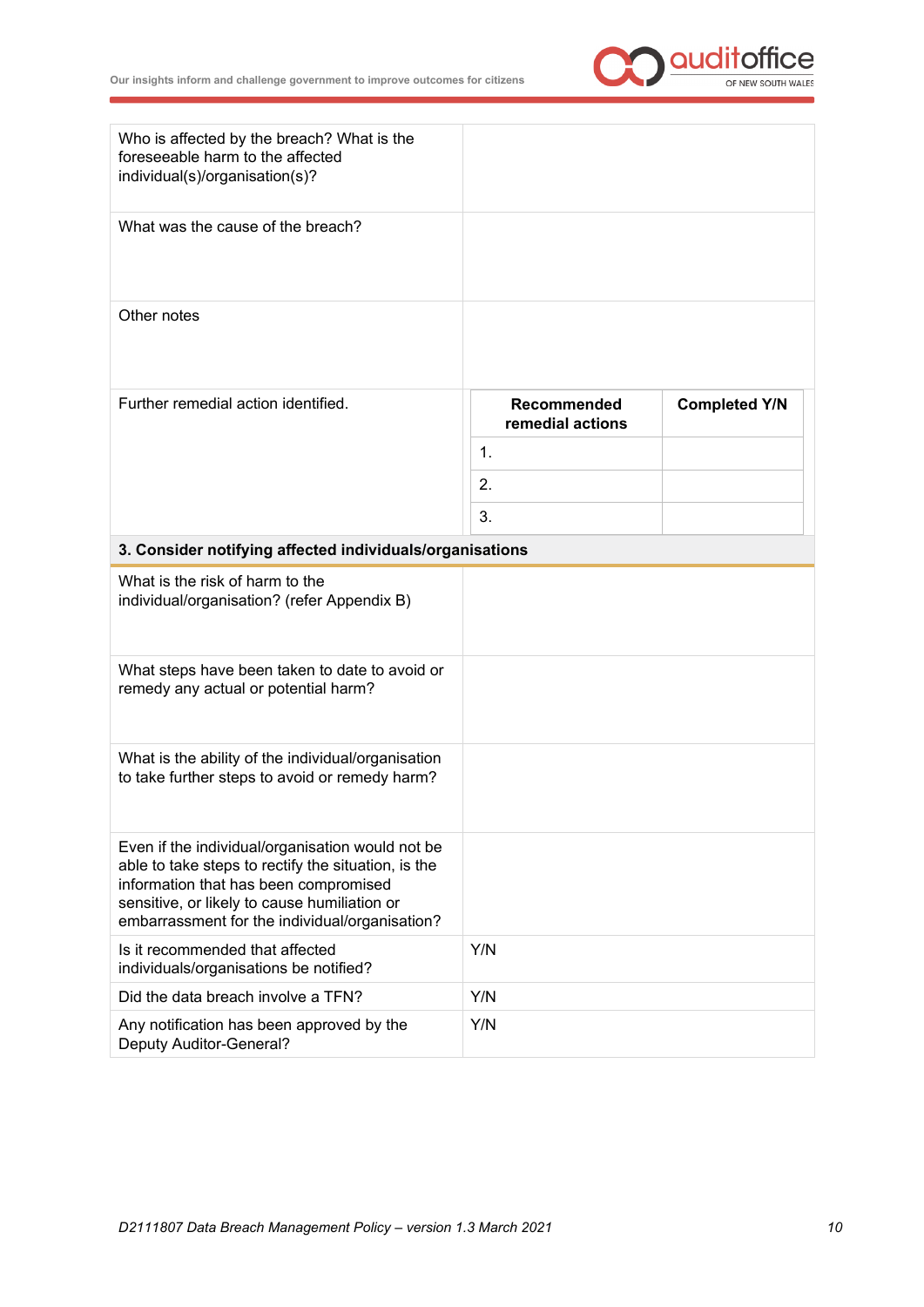| | |
|---|---|
| Who is affected by the breach? What is the foreseeable harm to the affected individual(s)/organisation(s)? | |
| What was the cause of the breach? | |
| Other notes | |
| Further remedial action identified. | |

| Recommended remedial actions | Completed Y/N |
|---|---|
| 1. | |
| 2. | |
| 3. | |

**3. Consider notifying affected individuals/organisations**

| | |
|---|---|
| What is the risk of harm to the individual/organisation? (refer Appendix B) | |
| What steps have been taken to date to avoid or remedy any actual or potential harm? | |
| What is the ability of the individual/organisation to take further steps to avoid or remedy harm? | |
| Even if the individual/organisation would not be able to take steps to rectify the situation, is the information that has been compromised sensitive, or likely to cause humiliation or embarrassment for the individual/organisation? | |
| Is it recommended that affected individuals/organisations be notified? | Y/N |
| Did the data breach involve a TFN? | Y/N |
| Any notification has been approved by the Deputy Auditor-General? | Y/N |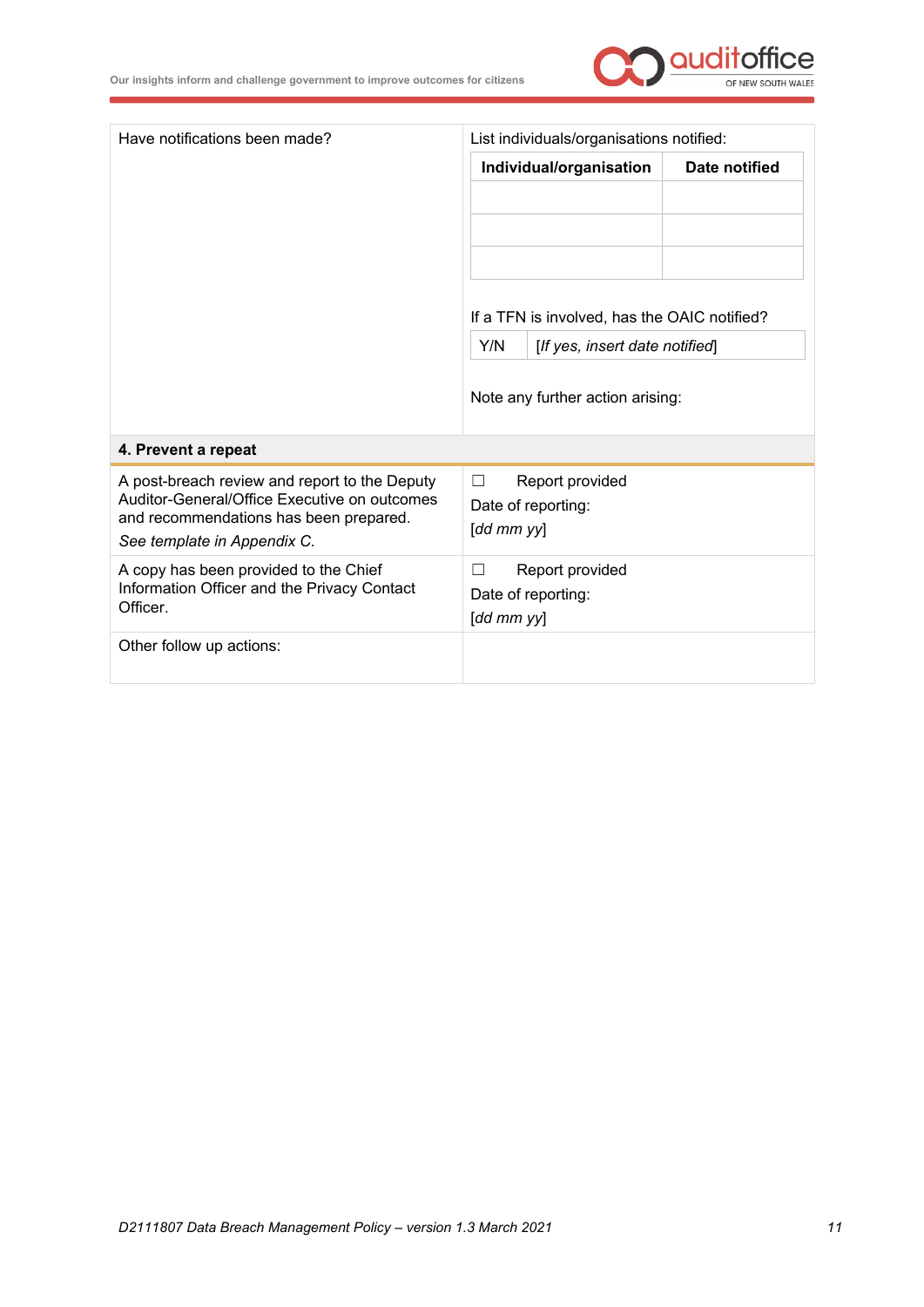| Have notifications been made? | List individuals/organisations notified:<br><br>**Individual/organisation** \| **Date notified**<br><br>If a TFN is involved, has the OAIC notified?<br><br>Y/N \| [*If yes, insert date notified*]<br><br>Note any further action arising: |
|---|---|
| **4. Prevent a repeat** | |
| A post-breach review and report to the Deputy Auditor-General/Office Executive on outcomes and recommendations has been prepared.<br>*See template in Appendix C.* | ☐ Report provided<br>Date of reporting:<br>[*dd mm yy*] |
| A copy has been provided to the Chief Information Officer and the Privacy Contact Officer. | ☐ Report provided<br>Date of reporting:<br>[*dd mm yy*] |
| Other follow up actions: | |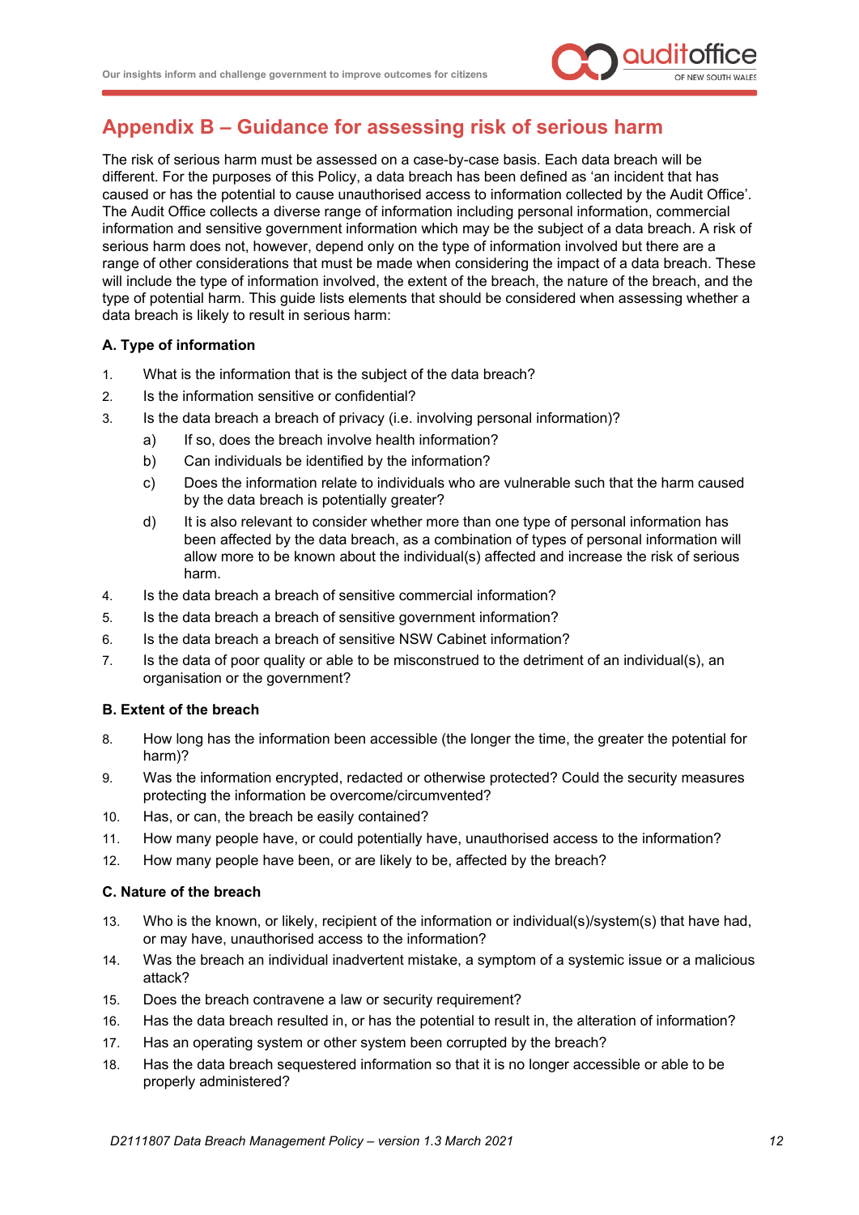## Appendix B – Guidance for assessing risk of serious harm

The risk of serious harm must be assessed on a case-by-case basis. Each data breach will be different. For the purposes of this Policy, a data breach has been defined as 'an incident that has caused or has the potential to cause unauthorised access to information collected by the Audit Office'. The Audit Office collects a diverse range of information including personal information, commercial information and sensitive government information which may be the subject of a data breach. A risk of serious harm does not, however, depend only on the type of information involved but there are a range of other considerations that must be made when considering the impact of a data breach. These will include the type of information involved, the extent of the breach, the nature of the breach, and the type of potential harm. This guide lists elements that should be considered when assessing whether a data breach is likely to result in serious harm:

**A. Type of information**

1. What is the information that is the subject of the data breach?
2. Is the information sensitive or confidential?
3. Is the data breach a breach of privacy (i.e. involving personal information)?
    a) If so, does the breach involve health information?
    b) Can individuals be identified by the information?
    c) Does the information relate to individuals who are vulnerable such that the harm caused by the data breach is potentially greater?
    d) It is also relevant to consider whether more than one type of personal information has been affected by the data breach, as a combination of types of personal information will allow more to be known about the individual(s) affected and increase the risk of serious harm.
4. Is the data breach a breach of sensitive commercial information?
5. Is the data breach a breach of sensitive government information?
6. Is the data breach a breach of sensitive NSW Cabinet information?
7. Is the data of poor quality or able to be misconstrued to the detriment of an individual(s), an organisation or the government?

**B. Extent of the breach**

8. How long has the information been accessible (the longer the time, the greater the potential for harm)?
9. Was the information encrypted, redacted or otherwise protected? Could the security measures protecting the information be overcome/circumvented?
10. Has, or can, the breach be easily contained?
11. How many people have, or could potentially have, unauthorised access to the information?
12. How many people have been, or are likely to be, affected by the breach?

**C. Nature of the breach**

13. Who is the known, or likely, recipient of the information or individual(s)/system(s) that have had, or may have, unauthorised access to the information?
14. Was the breach an individual inadvertent mistake, a symptom of a systemic issue or a malicious attack?
15. Does the breach contravene a law or security requirement?
16. Has the data breach resulted in, or has the potential to result in, the alteration of information?
17. Has an operating system or other system been corrupted by the breach?
18. Has the data breach sequestered information so that it is no longer accessible or able to be properly administered?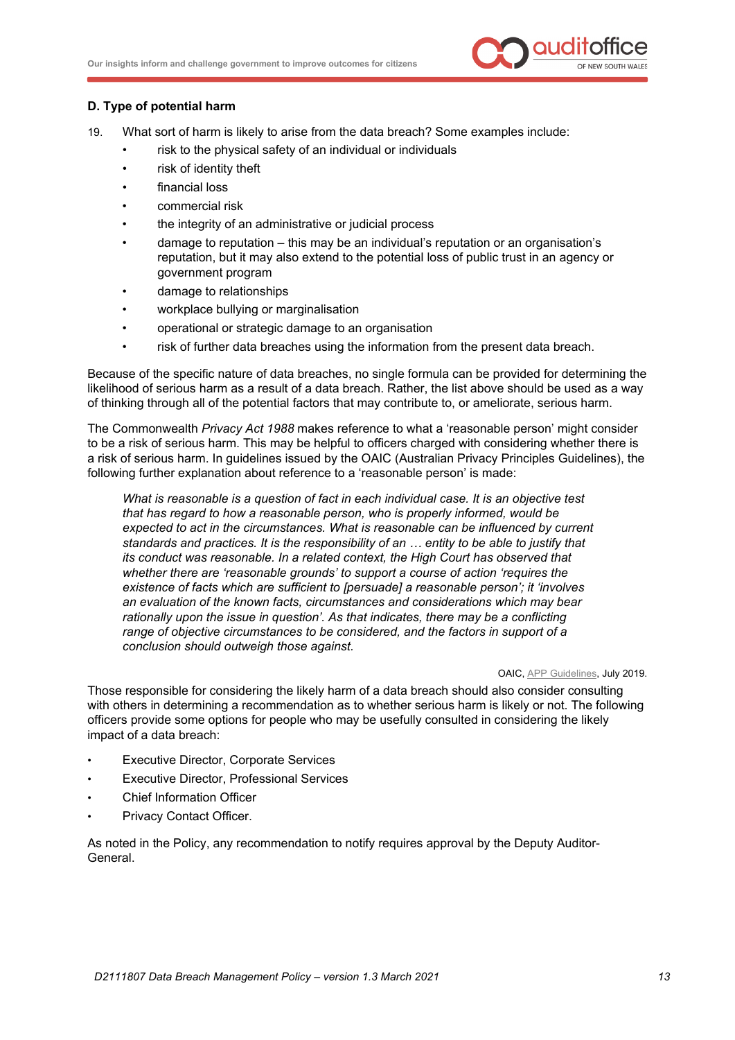**D. Type of potential harm**

19. What sort of harm is likely to arise from the data breach? Some examples include:
    - risk to the physical safety of an individual or individuals
    - risk of identity theft
    - financial loss
    - commercial risk
    - the integrity of an administrative or judicial process
    - damage to reputation – this may be an individual's reputation or an organisation's reputation, but it may also extend to the potential loss of public trust in an agency or government program
    - damage to relationships
    - workplace bullying or marginalisation
    - operational or strategic damage to an organisation
    - risk of further data breaches using the information from the present data breach.

Because of the specific nature of data breaches, no single formula can be provided for determining the likelihood of serious harm as a result of a data breach. Rather, the list above should be used as a way of thinking through all of the potential factors that may contribute to, or ameliorate, serious harm.

The Commonwealth *Privacy Act 1988* makes reference to what a 'reasonable person' might consider to be a risk of serious harm. This may be helpful to officers charged with considering whether there is a risk of serious harm. In guidelines issued by the OAIC (Australian Privacy Principles Guidelines), the following further explanation about reference to a 'reasonable person' is made:

> *What is reasonable is a question of fact in each individual case. It is an objective test that has regard to how a reasonable person, who is properly informed, would be expected to act in the circumstances. What is reasonable can be influenced by current standards and practices. It is the responsibility of an … entity to be able to justify that its conduct was reasonable. In a related context, the High Court has observed that whether there are 'reasonable grounds' to support a course of action 'requires the existence of facts which are sufficient to [persuade] a reasonable person'; it 'involves an evaluation of the known facts, circumstances and considerations which may bear rationally upon the issue in question'. As that indicates, there may be a conflicting range of objective circumstances to be considered, and the factors in support of a conclusion should outweigh those against.*

OAIC, APP Guidelines, July 2019.

Those responsible for considering the likely harm of a data breach should also consider consulting with others in determining a recommendation as to whether serious harm is likely or not. The following officers provide some options for people who may be usefully consulted in considering the likely impact of a data breach:

- Executive Director, Corporate Services
- Executive Director, Professional Services
- Chief Information Officer
- Privacy Contact Officer.

As noted in the Policy, any recommendation to notify requires approval by the Deputy Auditor-General.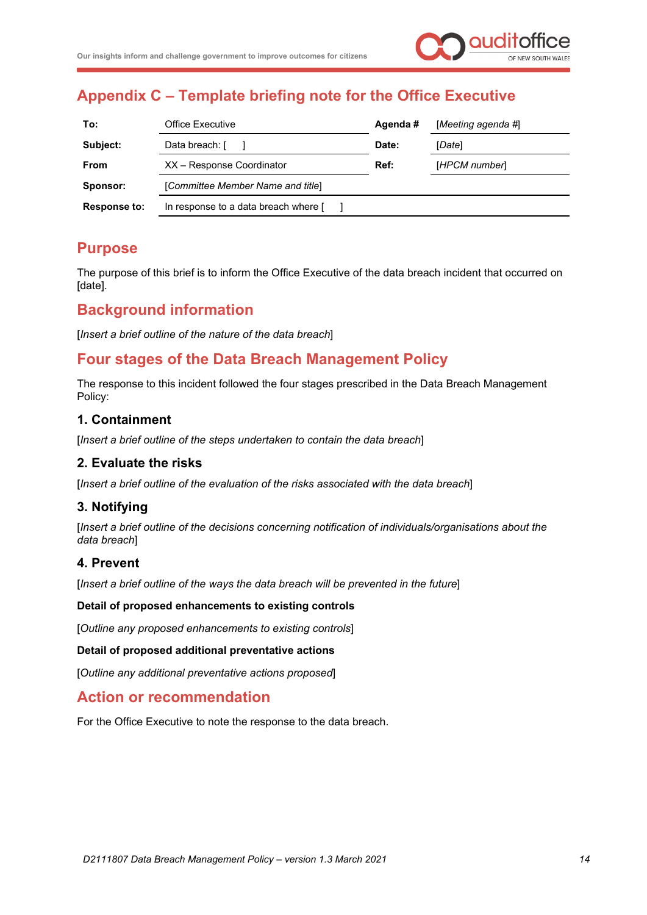# Appendix C – Template briefing note for the Office Executive

| | | | |
|---|---|---|---|
| **To:** | Office Executive | **Agenda #** | [*Meeting agenda #*] |
| **Subject:** | Data breach: [ ] | **Date:** | [*Date*] |
| **From** | XX – Response Coordinator | **Ref:** | [*HPCM number*] |
| **Sponsor:** | [*Committee Member Name and title*] | | |
| **Response to:** | In response to a data breach where [ ] | | |

## Purpose

The purpose of this brief is to inform the Office Executive of the data breach incident that occurred on [date].

## Background information

[*Insert a brief outline of the nature of the data breach*]

## Four stages of the Data Breach Management Policy

The response to this incident followed the four stages prescribed in the Data Breach Management Policy:

### 1. Containment

[*Insert a brief outline of the steps undertaken to contain the data breach*]

### 2. Evaluate the risks

[*Insert a brief outline of the evaluation of the risks associated with the data breach*]

### 3. Notifying

[*Insert a brief outline of the decisions concerning notification of individuals/organisations about the data breach*]

### 4. Prevent

[*Insert a brief outline of the ways the data breach will be prevented in the future*]

**Detail of proposed enhancements to existing controls**

[*Outline any proposed enhancements to existing controls*]

**Detail of proposed additional preventative actions**

[*Outline any additional preventative actions proposed*]

## Action or recommendation

For the Office Executive to note the response to the data breach.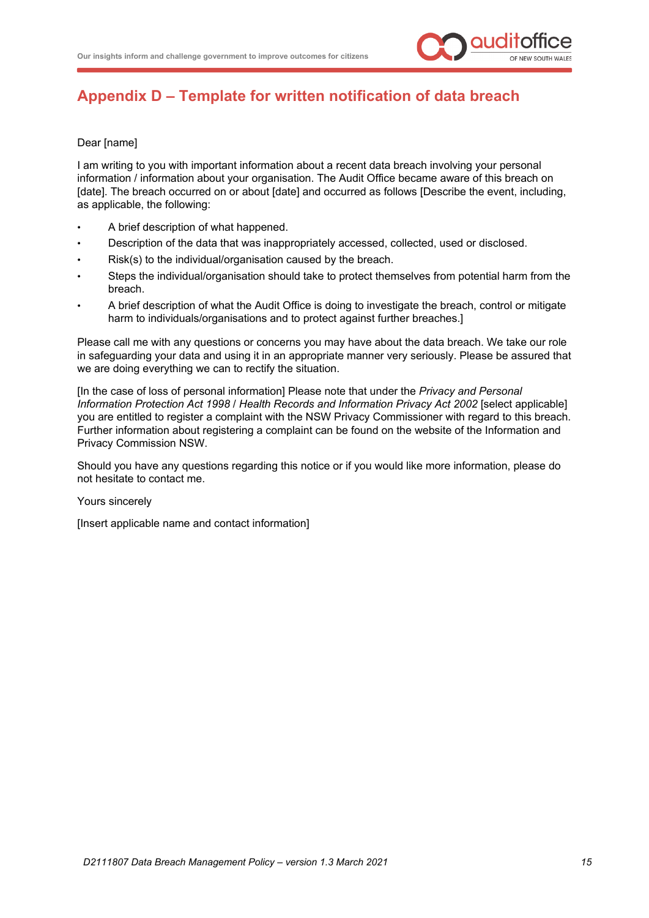# Appendix D – Template for written notification of data breach

Dear [name]

I am writing to you with important information about a recent data breach involving your personal information / information about your organisation. The Audit Office became aware of this breach on [date]. The breach occurred on or about [date] and occurred as follows [Describe the event, including, as applicable, the following:

- A brief description of what happened.
- Description of the data that was inappropriately accessed, collected, used or disclosed.
- Risk(s) to the individual/organisation caused by the breach.
- Steps the individual/organisation should take to protect themselves from potential harm from the breach.
- A brief description of what the Audit Office is doing to investigate the breach, control or mitigate harm to individuals/organisations and to protect against further breaches.]

Please call me with any questions or concerns you may have about the data breach. We take our role in safeguarding your data and using it in an appropriate manner very seriously. Please be assured that we are doing everything we can to rectify the situation.

[In the case of loss of personal information] Please note that under the *Privacy and Personal Information Protection Act 1998* / *Health Records and Information Privacy Act 2002* [select applicable] you are entitled to register a complaint with the NSW Privacy Commissioner with regard to this breach. Further information about registering a complaint can be found on the website of the Information and Privacy Commission NSW.

Should you have any questions regarding this notice or if you would like more information, please do not hesitate to contact me.

Yours sincerely

[Insert applicable name and contact information]